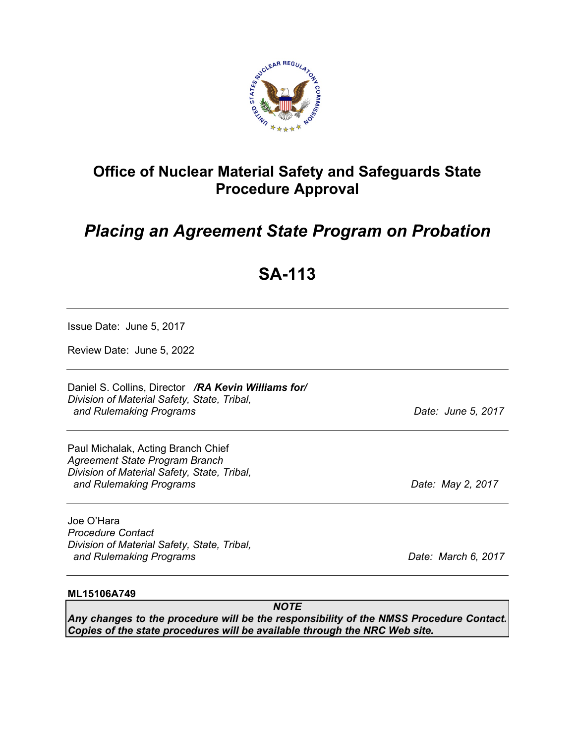# Office of Nuclear Material Safety and Safeguards State Procedure Approval

## *Placing an Agreement State Program on Probation*

## SA-113

---

Issue Date: June 5, 2017

Review Date: June 5, 2022

---

Daniel S. Collins, Director ***/RA Kevin Williams for/***
*Division of Material Safety, State, Tribal, and Rulemaking Programs* — *Date: June 5, 2017*

---

Paul Michalak, Acting Branch Chief
*Agreement State Program Branch*
*Division of Material Safety, State, Tribal, and Rulemaking Programs* — *Date: May 2, 2017*

---

Joe O'Hara
*Procedure Contact*
*Division of Material Safety, State, Tribal, and Rulemaking Programs* — *Date: March 6, 2017*

---

**ML15106A749**

***NOTE***

***Any changes to the procedure will be the responsibility of the NMSS Procedure Contact. Copies of the state procedures will be available through the NRC Web site.***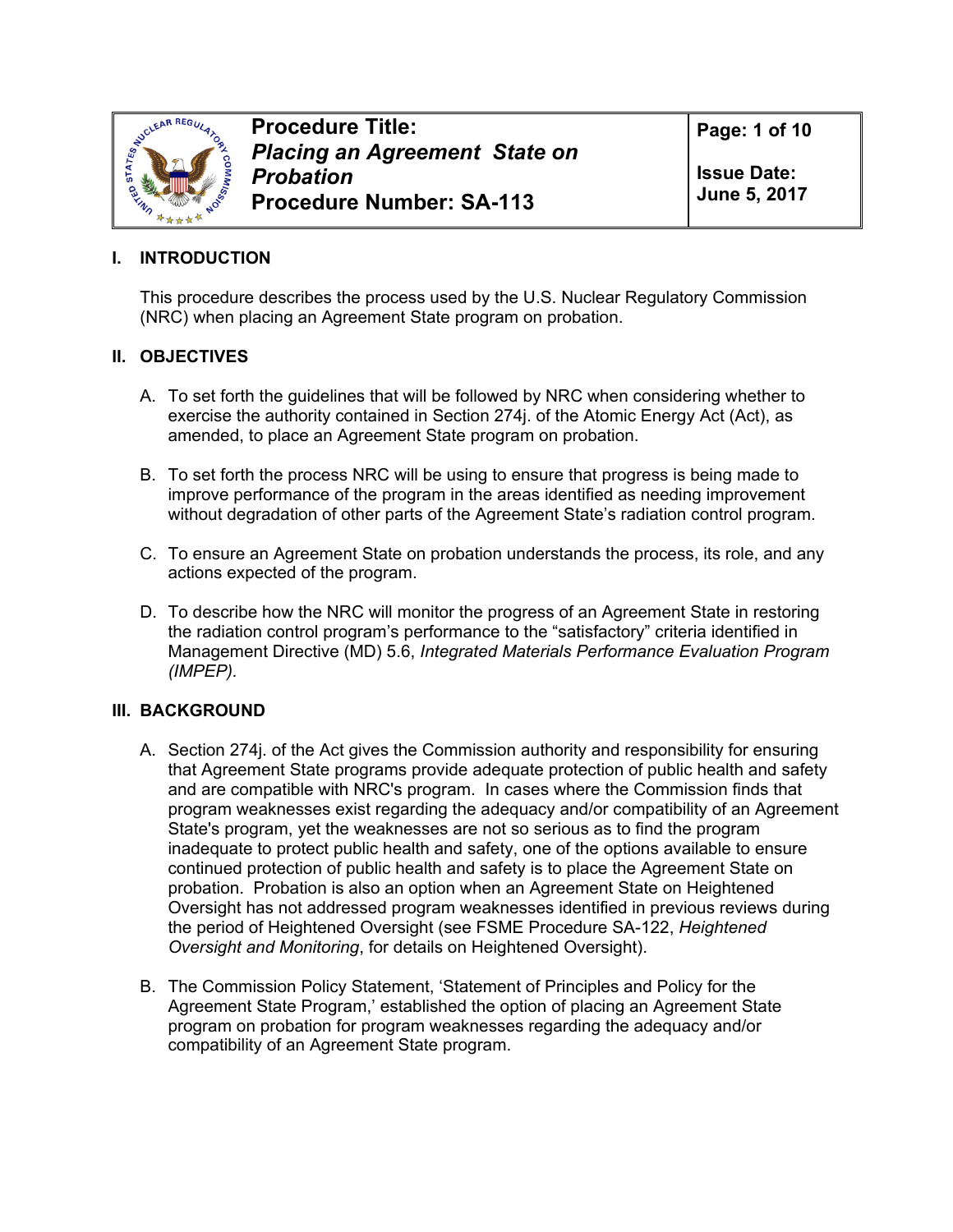| | **Procedure Title:** *Placing an Agreement State on Probation* **Procedure Number: SA-113** | **Page: 1 of 10** **Issue Date: June 5, 2017** |
|---|---|---|

## I. INTRODUCTION

This procedure describes the process used by the U.S. Nuclear Regulatory Commission (NRC) when placing an Agreement State program on probation.

## II. OBJECTIVES

A. To set forth the guidelines that will be followed by NRC when considering whether to exercise the authority contained in Section 274j. of the Atomic Energy Act (Act), as amended, to place an Agreement State program on probation.

B. To set forth the process NRC will be using to ensure that progress is being made to improve performance of the program in the areas identified as needing improvement without degradation of other parts of the Agreement State's radiation control program.

C. To ensure an Agreement State on probation understands the process, its role, and any actions expected of the program.

D. To describe how the NRC will monitor the progress of an Agreement State in restoring the radiation control program's performance to the "satisfactory" criteria identified in Management Directive (MD) 5.6, *Integrated Materials Performance Evaluation Program (IMPEP).*

## III. BACKGROUND

A. Section 274j. of the Act gives the Commission authority and responsibility for ensuring that Agreement State programs provide adequate protection of public health and safety and are compatible with NRC's program. In cases where the Commission finds that program weaknesses exist regarding the adequacy and/or compatibility of an Agreement State's program, yet the weaknesses are not so serious as to find the program inadequate to protect public health and safety, one of the options available to ensure continued protection of public health and safety is to place the Agreement State on probation. Probation is also an option when an Agreement State on Heightened Oversight has not addressed program weaknesses identified in previous reviews during the period of Heightened Oversight (see FSME Procedure SA-122, *Heightened Oversight and Monitoring*, for details on Heightened Oversight).

B. The Commission Policy Statement, 'Statement of Principles and Policy for the Agreement State Program,' established the option of placing an Agreement State program on probation for program weaknesses regarding the adequacy and/or compatibility of an Agreement State program.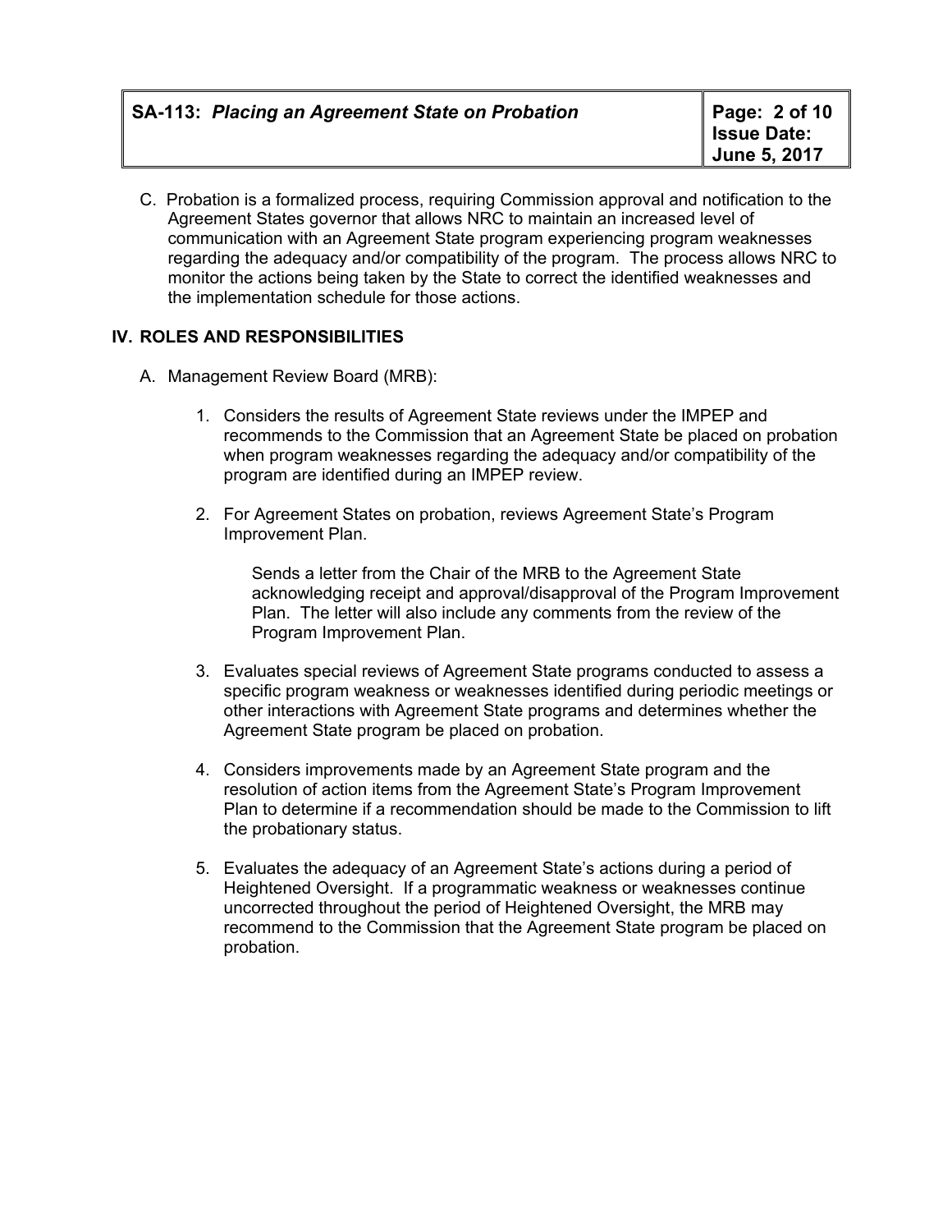C. Probation is a formalized process, requiring Commission approval and notification to the Agreement States governor that allows NRC to maintain an increased level of communication with an Agreement State program experiencing program weaknesses regarding the adequacy and/or compatibility of the program. The process allows NRC to monitor the actions being taken by the State to correct the identified weaknesses and the implementation schedule for those actions.

## IV. ROLES AND RESPONSIBILITIES

A. Management Review Board (MRB):

1. Considers the results of Agreement State reviews under the IMPEP and recommends to the Commission that an Agreement State be placed on probation when program weaknesses regarding the adequacy and/or compatibility of the program are identified during an IMPEP review.

2. For Agreement States on probation, reviews Agreement State's Program Improvement Plan.

   Sends a letter from the Chair of the MRB to the Agreement State acknowledging receipt and approval/disapproval of the Program Improvement Plan. The letter will also include any comments from the review of the Program Improvement Plan.

3. Evaluates special reviews of Agreement State programs conducted to assess a specific program weakness or weaknesses identified during periodic meetings or other interactions with Agreement State programs and determines whether the Agreement State program be placed on probation.

4. Considers improvements made by an Agreement State program and the resolution of action items from the Agreement State's Program Improvement Plan to determine if a recommendation should be made to the Commission to lift the probationary status.

5. Evaluates the adequacy of an Agreement State's actions during a period of Heightened Oversight. If a programmatic weakness or weaknesses continue uncorrected throughout the period of Heightened Oversight, the MRB may recommend to the Commission that the Agreement State program be placed on probation.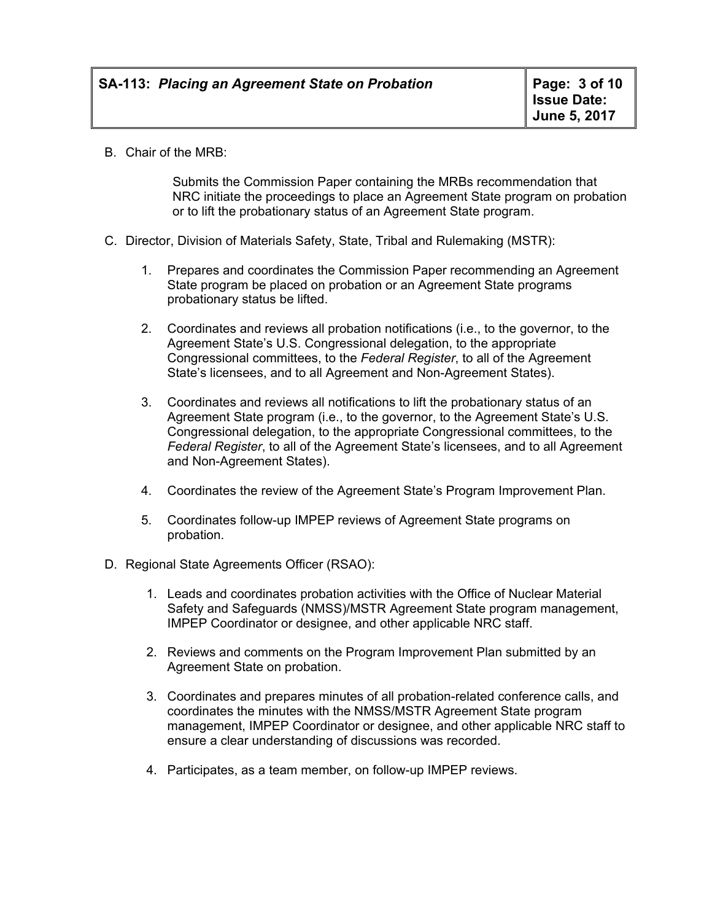B. Chair of the MRB:

Submits the Commission Paper containing the MRBs recommendation that NRC initiate the proceedings to place an Agreement State program on probation or to lift the probationary status of an Agreement State program.

C. Director, Division of Materials Safety, State, Tribal and Rulemaking (MSTR):

1. Prepares and coordinates the Commission Paper recommending an Agreement State program be placed on probation or an Agreement State programs probationary status be lifted.

2. Coordinates and reviews all probation notifications (i.e., to the governor, to the Agreement State's U.S. Congressional delegation, to the appropriate Congressional committees, to the *Federal Register*, to all of the Agreement State's licensees, and to all Agreement and Non-Agreement States).

3. Coordinates and reviews all notifications to lift the probationary status of an Agreement State program (i.e., to the governor, to the Agreement State's U.S. Congressional delegation, to the appropriate Congressional committees, to the *Federal Register*, to all of the Agreement State's licensees, and to all Agreement and Non-Agreement States).

4. Coordinates the review of the Agreement State's Program Improvement Plan.

5. Coordinates follow-up IMPEP reviews of Agreement State programs on probation.

D. Regional State Agreements Officer (RSAO):

1. Leads and coordinates probation activities with the Office of Nuclear Material Safety and Safeguards (NMSS)/MSTR Agreement State program management, IMPEP Coordinator or designee, and other applicable NRC staff.

2. Reviews and comments on the Program Improvement Plan submitted by an Agreement State on probation.

3. Coordinates and prepares minutes of all probation-related conference calls, and coordinates the minutes with the NMSS/MSTR Agreement State program management, IMPEP Coordinator or designee, and other applicable NRC staff to ensure a clear understanding of discussions was recorded.

4. Participates, as a team member, on follow-up IMPEP reviews.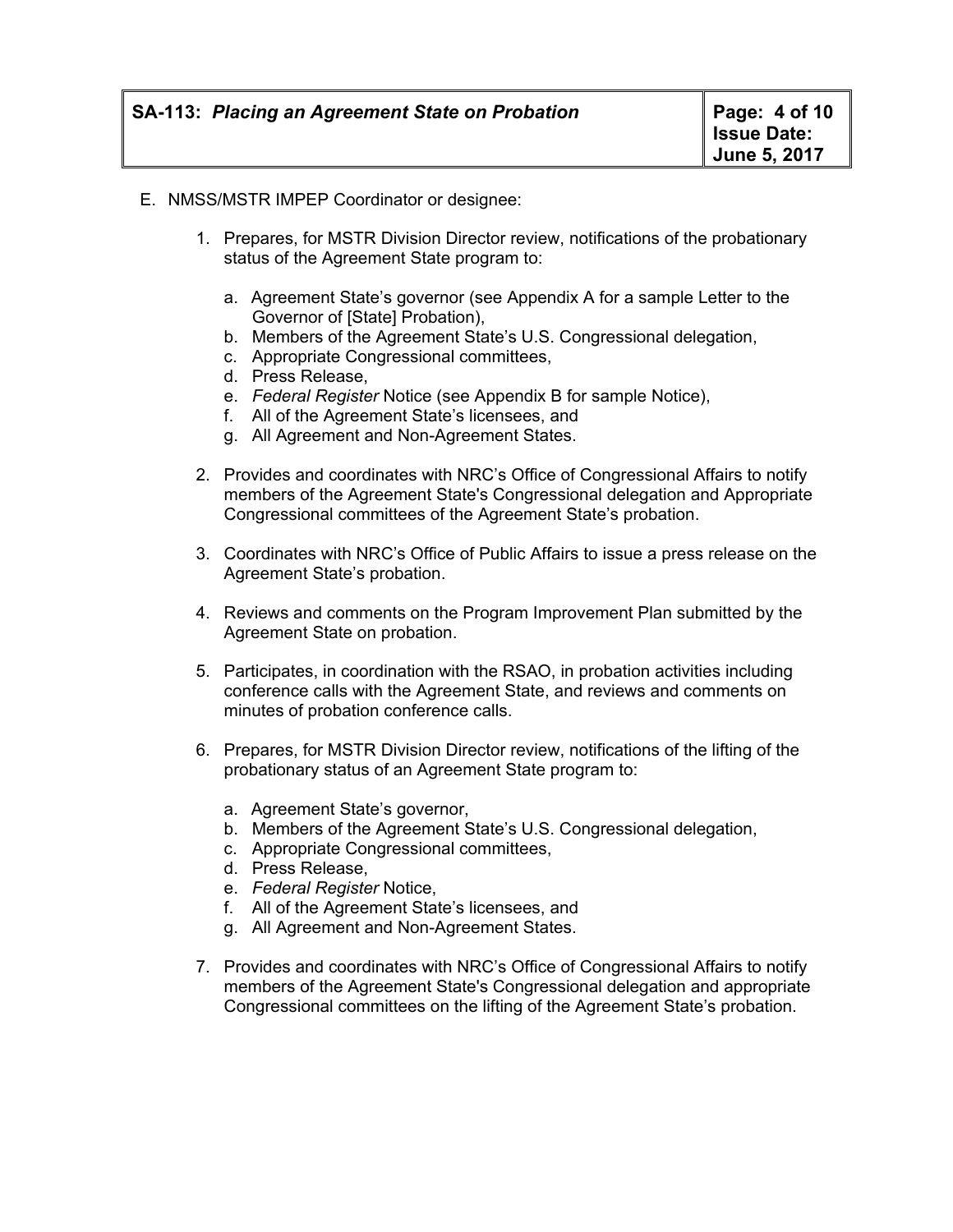E. NMSS/MSTR IMPEP Coordinator or designee:

1. Prepares, for MSTR Division Director review, notifications of the probationary status of the Agreement State program to:

   a. Agreement State's governor (see Appendix A for a sample Letter to the Governor of [State] Probation),
   b. Members of the Agreement State's U.S. Congressional delegation,
   c. Appropriate Congressional committees,
   d. Press Release,
   e. *Federal Register* Notice (see Appendix B for sample Notice),
   f. All of the Agreement State's licensees, and
   g. All Agreement and Non-Agreement States.

2. Provides and coordinates with NRC's Office of Congressional Affairs to notify members of the Agreement State's Congressional delegation and Appropriate Congressional committees of the Agreement State's probation.

3. Coordinates with NRC's Office of Public Affairs to issue a press release on the Agreement State's probation.

4. Reviews and comments on the Program Improvement Plan submitted by the Agreement State on probation.

5. Participates, in coordination with the RSAO, in probation activities including conference calls with the Agreement State, and reviews and comments on minutes of probation conference calls.

6. Prepares, for MSTR Division Director review, notifications of the lifting of the probationary status of an Agreement State program to:

   a. Agreement State's governor,
   b. Members of the Agreement State's U.S. Congressional delegation,
   c. Appropriate Congressional committees,
   d. Press Release,
   e. *Federal Register* Notice,
   f. All of the Agreement State's licensees, and
   g. All Agreement and Non-Agreement States.

7. Provides and coordinates with NRC's Office of Congressional Affairs to notify members of the Agreement State's Congressional delegation and appropriate Congressional committees on the lifting of the Agreement State's probation.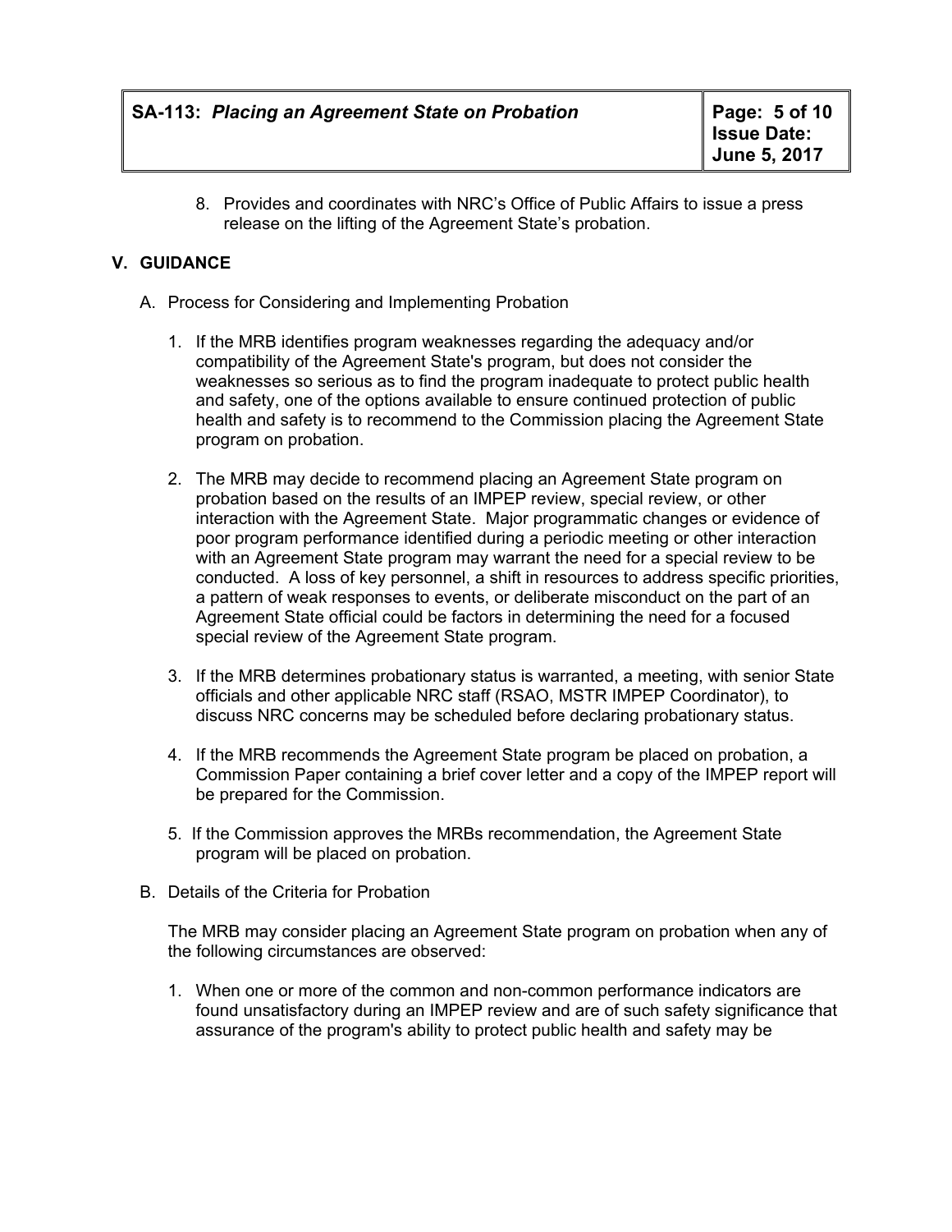8. Provides and coordinates with NRC's Office of Public Affairs to issue a press release on the lifting of the Agreement State's probation.

## V. GUIDANCE

A. Process for Considering and Implementing Probation

1. If the MRB identifies program weaknesses regarding the adequacy and/or compatibility of the Agreement State's program, but does not consider the weaknesses so serious as to find the program inadequate to protect public health and safety, one of the options available to ensure continued protection of public health and safety is to recommend to the Commission placing the Agreement State program on probation.

2. The MRB may decide to recommend placing an Agreement State program on probation based on the results of an IMPEP review, special review, or other interaction with the Agreement State. Major programmatic changes or evidence of poor program performance identified during a periodic meeting or other interaction with an Agreement State program may warrant the need for a special review to be conducted. A loss of key personnel, a shift in resources to address specific priorities, a pattern of weak responses to events, or deliberate misconduct on the part of an Agreement State official could be factors in determining the need for a focused special review of the Agreement State program.

3. If the MRB determines probationary status is warranted, a meeting, with senior State officials and other applicable NRC staff (RSAO, MSTR IMPEP Coordinator), to discuss NRC concerns may be scheduled before declaring probationary status.

4. If the MRB recommends the Agreement State program be placed on probation, a Commission Paper containing a brief cover letter and a copy of the IMPEP report will be prepared for the Commission.

5. If the Commission approves the MRBs recommendation, the Agreement State program will be placed on probation.

B. Details of the Criteria for Probation

The MRB may consider placing an Agreement State program on probation when any of the following circumstances are observed:

1. When one or more of the common and non-common performance indicators are found unsatisfactory during an IMPEP review and are of such safety significance that assurance of the program's ability to protect public health and safety may be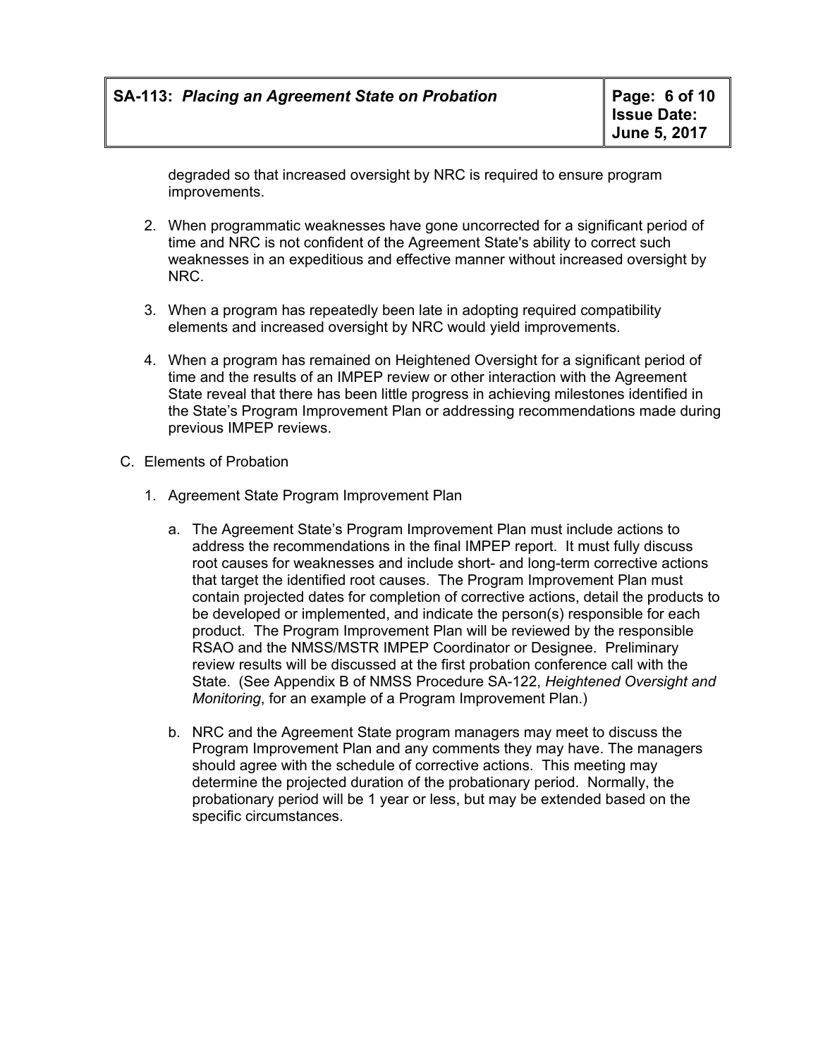degraded so that increased oversight by NRC is required to ensure program improvements.

2. When programmatic weaknesses have gone uncorrected for a significant period of time and NRC is not confident of the Agreement State's ability to correct such weaknesses in an expeditious and effective manner without increased oversight by NRC.

3. When a program has repeatedly been late in adopting required compatibility elements and increased oversight by NRC would yield improvements.

4. When a program has remained on Heightened Oversight for a significant period of time and the results of an IMPEP review or other interaction with the Agreement State reveal that there has been little progress in achieving milestones identified in the State's Program Improvement Plan or addressing recommendations made during previous IMPEP reviews.

C. Elements of Probation

   1. Agreement State Program Improvement Plan

      a. The Agreement State's Program Improvement Plan must include actions to address the recommendations in the final IMPEP report. It must fully discuss root causes for weaknesses and include short- and long-term corrective actions that target the identified root causes. The Program Improvement Plan must contain projected dates for completion of corrective actions, detail the products to be developed or implemented, and indicate the person(s) responsible for each product. The Program Improvement Plan will be reviewed by the responsible RSAO and the NMSS/MSTR IMPEP Coordinator or Designee. Preliminary review results will be discussed at the first probation conference call with the State. (See Appendix B of NMSS Procedure SA-122, *Heightened Oversight and Monitoring*, for an example of a Program Improvement Plan.)

      b. NRC and the Agreement State program managers may meet to discuss the Program Improvement Plan and any comments they may have. The managers should agree with the schedule of corrective actions. This meeting may determine the projected duration of the probationary period. Normally, the probationary period will be 1 year or less, but may be extended based on the specific circumstances.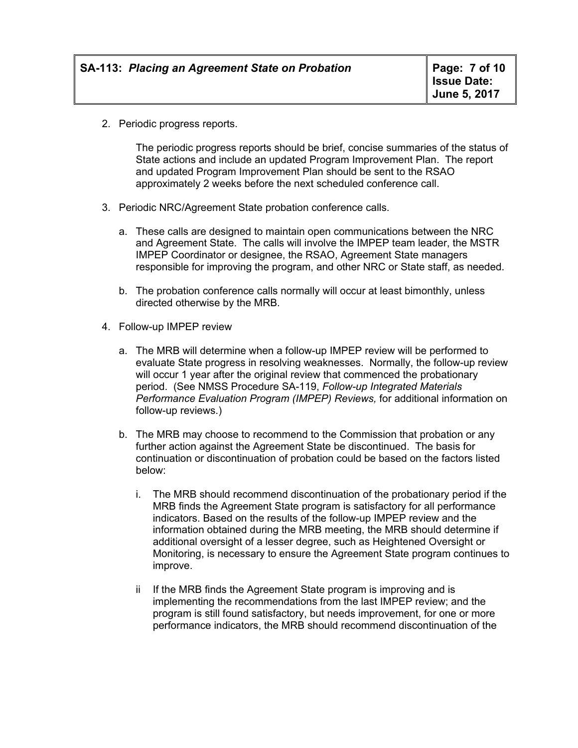2. Periodic progress reports.

   The periodic progress reports should be brief, concise summaries of the status of State actions and include an updated Program Improvement Plan. The report and updated Program Improvement Plan should be sent to the RSAO approximately 2 weeks before the next scheduled conference call.

3. Periodic NRC/Agreement State probation conference calls.

   a. These calls are designed to maintain open communications between the NRC and Agreement State. The calls will involve the IMPEP team leader, the MSTR IMPEP Coordinator or designee, the RSAO, Agreement State managers responsible for improving the program, and other NRC or State staff, as needed.

   b. The probation conference calls normally will occur at least bimonthly, unless directed otherwise by the MRB.

4. Follow-up IMPEP review

   a. The MRB will determine when a follow-up IMPEP review will be performed to evaluate State progress in resolving weaknesses. Normally, the follow-up review will occur 1 year after the original review that commenced the probationary period. (See NMSS Procedure SA-119, *Follow-up Integrated Materials Performance Evaluation Program (IMPEP) Reviews,* for additional information on follow-up reviews.)

   b. The MRB may choose to recommend to the Commission that probation or any further action against the Agreement State be discontinued. The basis for continuation or discontinuation of probation could be based on the factors listed below:

      i. The MRB should recommend discontinuation of the probationary period if the MRB finds the Agreement State program is satisfactory for all performance indicators. Based on the results of the follow-up IMPEP review and the information obtained during the MRB meeting, the MRB should determine if additional oversight of a lesser degree, such as Heightened Oversight or Monitoring, is necessary to ensure the Agreement State program continues to improve.

      ii If the MRB finds the Agreement State program is improving and is implementing the recommendations from the last IMPEP review; and the program is still found satisfactory, but needs improvement, for one or more performance indicators, the MRB should recommend discontinuation of the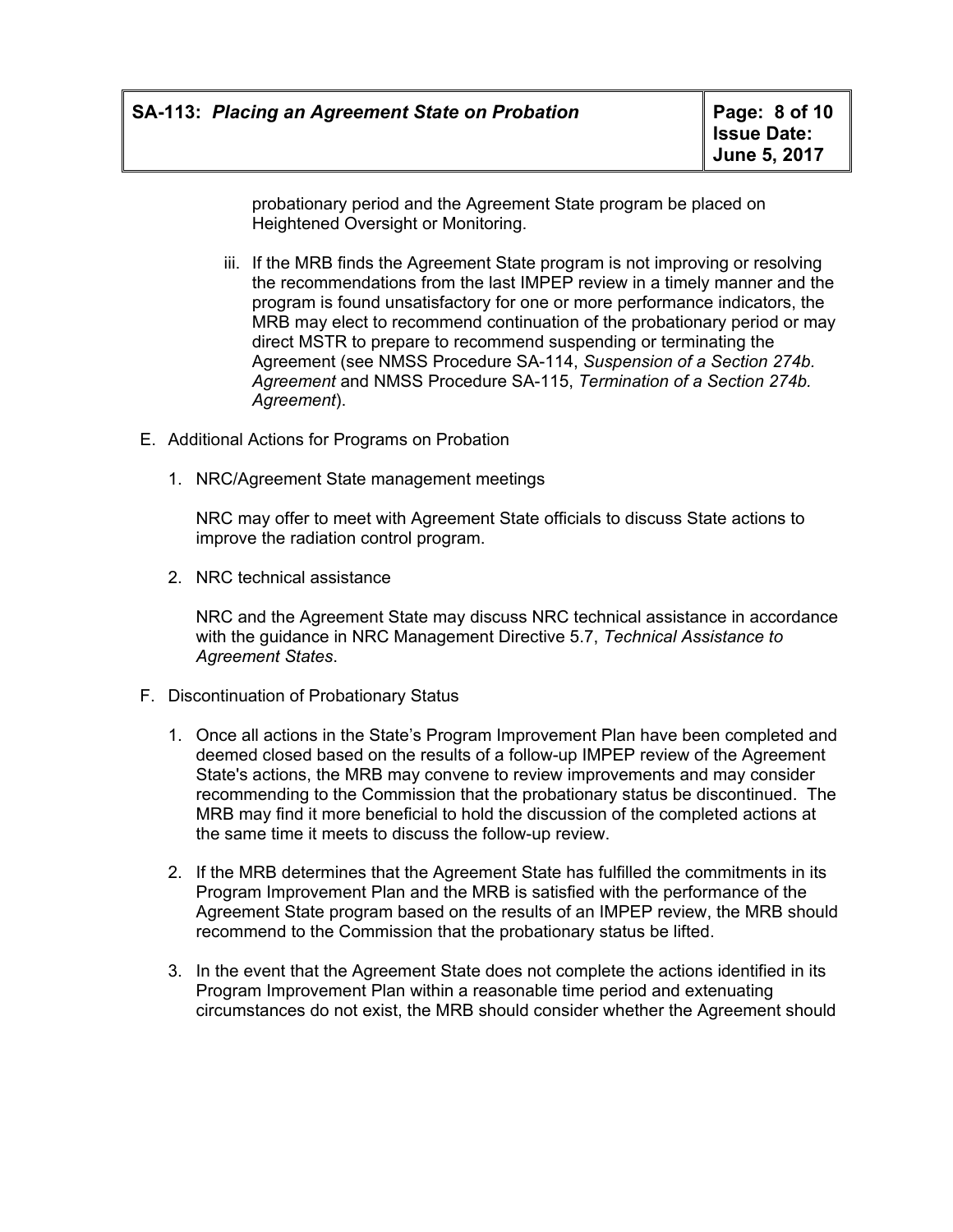probationary period and the Agreement State program be placed on Heightened Oversight or Monitoring.

iii. If the MRB finds the Agreement State program is not improving or resolving the recommendations from the last IMPEP review in a timely manner and the program is found unsatisfactory for one or more performance indicators, the MRB may elect to recommend continuation of the probationary period or may direct MSTR to prepare to recommend suspending or terminating the Agreement (see NMSS Procedure SA-114, *Suspension of a Section 274b. Agreement* and NMSS Procedure SA-115, *Termination of a Section 274b. Agreement*).

E. Additional Actions for Programs on Probation

1. NRC/Agreement State management meetings

   NRC may offer to meet with Agreement State officials to discuss State actions to improve the radiation control program.

2. NRC technical assistance

   NRC and the Agreement State may discuss NRC technical assistance in accordance with the guidance in NRC Management Directive 5.7, *Technical Assistance to Agreement States*.

F. Discontinuation of Probationary Status

1. Once all actions in the State's Program Improvement Plan have been completed and deemed closed based on the results of a follow-up IMPEP review of the Agreement State's actions, the MRB may convene to review improvements and may consider recommending to the Commission that the probationary status be discontinued. The MRB may find it more beneficial to hold the discussion of the completed actions at the same time it meets to discuss the follow-up review.

2. If the MRB determines that the Agreement State has fulfilled the commitments in its Program Improvement Plan and the MRB is satisfied with the performance of the Agreement State program based on the results of an IMPEP review, the MRB should recommend to the Commission that the probationary status be lifted.

3. In the event that the Agreement State does not complete the actions identified in its Program Improvement Plan within a reasonable time period and extenuating circumstances do not exist, the MRB should consider whether the Agreement should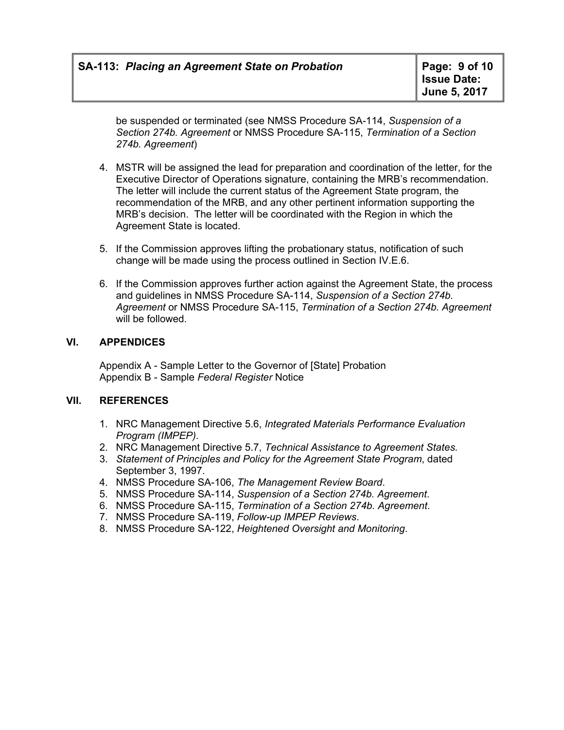be suspended or terminated (see NMSS Procedure SA-114, *Suspension of a Section 274b. Agreement* or NMSS Procedure SA-115, *Termination of a Section 274b. Agreement*)

4. MSTR will be assigned the lead for preparation and coordination of the letter, for the Executive Director of Operations signature, containing the MRB's recommendation. The letter will include the current status of the Agreement State program, the recommendation of the MRB, and any other pertinent information supporting the MRB's decision. The letter will be coordinated with the Region in which the Agreement State is located.

5. If the Commission approves lifting the probationary status, notification of such change will be made using the process outlined in Section IV.E.6.

6. If the Commission approves further action against the Agreement State, the process and guidelines in NMSS Procedure SA-114, *Suspension of a Section 274b. Agreement* or NMSS Procedure SA-115, *Termination of a Section 274b. Agreement* will be followed.

## VI. APPENDICES

Appendix A - Sample Letter to the Governor of [State] Probation
Appendix B - Sample *Federal Register* Notice

## VII. REFERENCES

1. NRC Management Directive 5.6, *Integrated Materials Performance Evaluation Program (IMPEP)*.
2. NRC Management Directive 5.7, *Technical Assistance to Agreement States.*
3. *Statement of Principles and Policy for the Agreement State Program*, dated September 3, 1997.
4. NMSS Procedure SA-106, *The Management Review Board*.
5. NMSS Procedure SA-114, *Suspension of a Section 274b. Agreement*.
6. NMSS Procedure SA-115, *Termination of a Section 274b. Agreement*.
7. NMSS Procedure SA-119, *Follow-up IMPEP Reviews*.
8. NMSS Procedure SA-122, *Heightened Oversight and Monitoring*.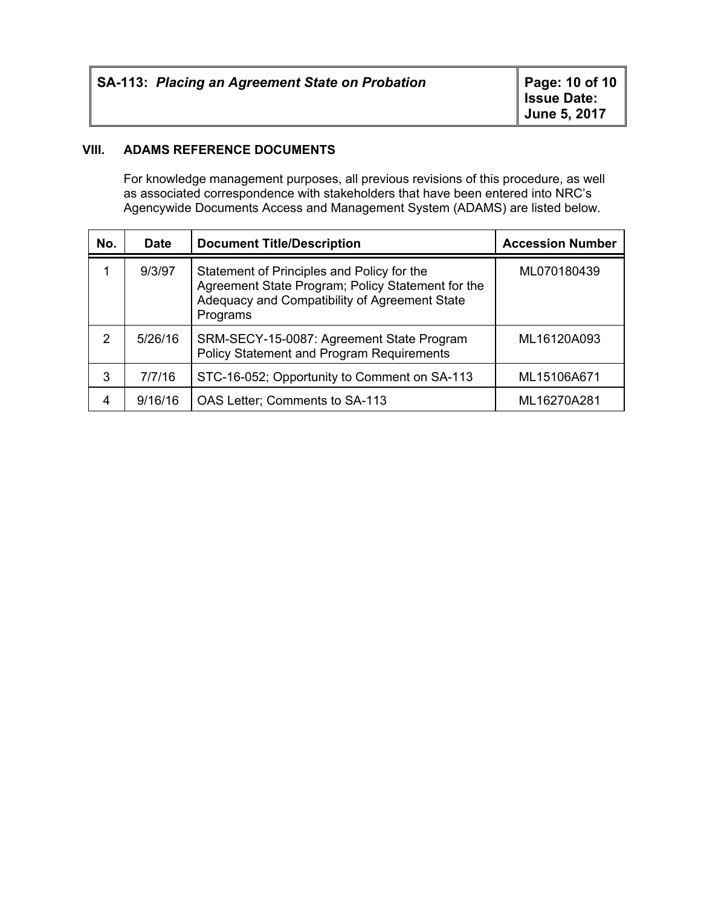## VIII. ADAMS REFERENCE DOCUMENTS

For knowledge management purposes, all previous revisions of this procedure, as well as associated correspondence with stakeholders that have been entered into NRC's Agencywide Documents Access and Management System (ADAMS) are listed below.

| No. | Date | Document Title/Description | Accession Number |
|---|---|---|---|
| 1 | 9/3/97 | Statement of Principles and Policy for the Agreement State Program; Policy Statement for the Adequacy and Compatibility of Agreement State Programs | ML070180439 |
| 2 | 5/26/16 | SRM-SECY-15-0087: Agreement State Program Policy Statement and Program Requirements | ML16120A093 |
| 3 | 7/7/16 | STC-16-052; Opportunity to Comment on SA-113 | ML15106A671 |
| 4 | 9/16/16 | OAS Letter; Comments to SA-113 | ML16270A281 |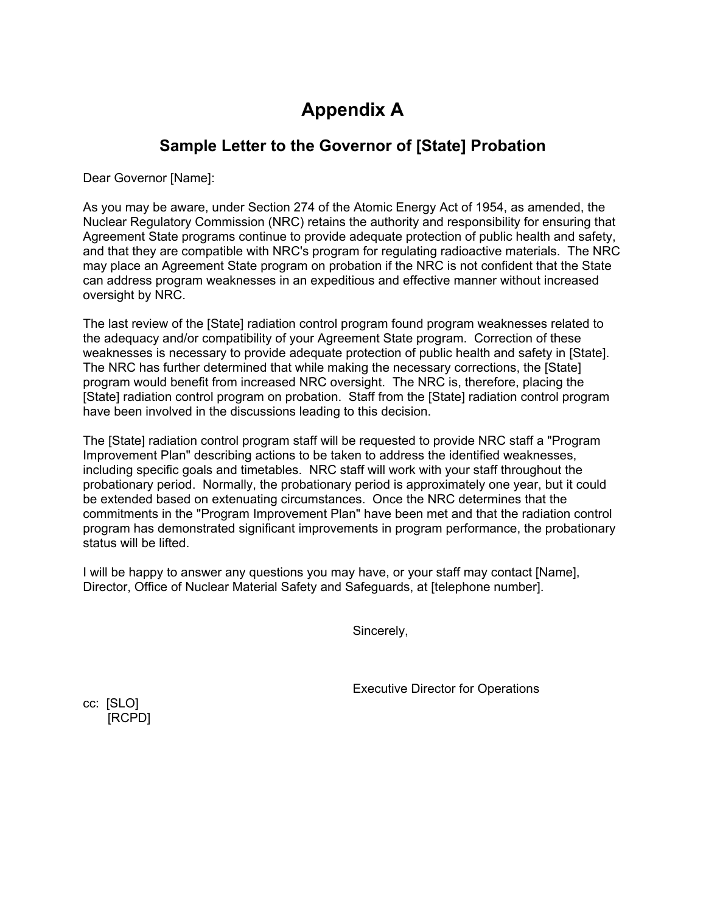# Appendix A

## Sample Letter to the Governor of [State] Probation

Dear Governor [Name]:

As you may be aware, under Section 274 of the Atomic Energy Act of 1954, as amended, the Nuclear Regulatory Commission (NRC) retains the authority and responsibility for ensuring that Agreement State programs continue to provide adequate protection of public health and safety, and that they are compatible with NRC's program for regulating radioactive materials. The NRC may place an Agreement State program on probation if the NRC is not confident that the State can address program weaknesses in an expeditious and effective manner without increased oversight by NRC.

The last review of the [State] radiation control program found program weaknesses related to the adequacy and/or compatibility of your Agreement State program. Correction of these weaknesses is necessary to provide adequate protection of public health and safety in [State]. The NRC has further determined that while making the necessary corrections, the [State] program would benefit from increased NRC oversight. The NRC is, therefore, placing the [State] radiation control program on probation. Staff from the [State] radiation control program have been involved in the discussions leading to this decision.

The [State] radiation control program staff will be requested to provide NRC staff a "Program Improvement Plan" describing actions to be taken to address the identified weaknesses, including specific goals and timetables. NRC staff will work with your staff throughout the probationary period. Normally, the probationary period is approximately one year, but it could be extended based on extenuating circumstances. Once the NRC determines that the commitments in the "Program Improvement Plan" have been met and that the radiation control program has demonstrated significant improvements in program performance, the probationary status will be lifted.

I will be happy to answer any questions you may have, or your staff may contact [Name], Director, Office of Nuclear Material Safety and Safeguards, at [telephone number].

Sincerely,

Executive Director for Operations

cc: [SLO]
[RCPD]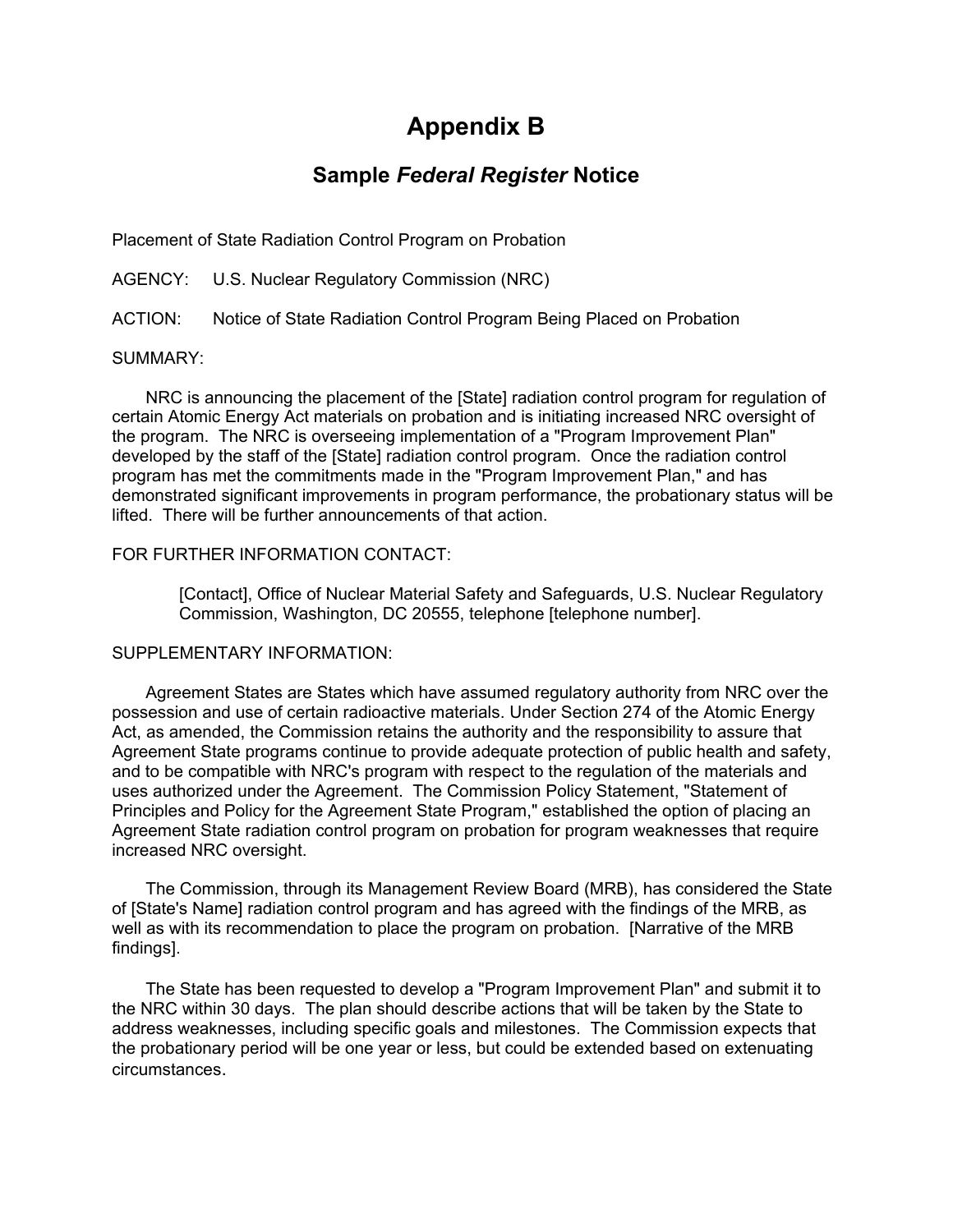# Appendix B

## Sample *Federal Register* Notice

Placement of State Radiation Control Program on Probation

AGENCY: U.S. Nuclear Regulatory Commission (NRC)

ACTION: Notice of State Radiation Control Program Being Placed on Probation

SUMMARY:

NRC is announcing the placement of the [State] radiation control program for regulation of certain Atomic Energy Act materials on probation and is initiating increased NRC oversight of the program. The NRC is overseeing implementation of a "Program Improvement Plan" developed by the staff of the [State] radiation control program. Once the radiation control program has met the commitments made in the "Program Improvement Plan," and has demonstrated significant improvements in program performance, the probationary status will be lifted. There will be further announcements of that action.

FOR FURTHER INFORMATION CONTACT:

> [Contact], Office of Nuclear Material Safety and Safeguards, U.S. Nuclear Regulatory Commission, Washington, DC 20555, telephone [telephone number].

SUPPLEMENTARY INFORMATION:

Agreement States are States which have assumed regulatory authority from NRC over the possession and use of certain radioactive materials. Under Section 274 of the Atomic Energy Act, as amended, the Commission retains the authority and the responsibility to assure that Agreement State programs continue to provide adequate protection of public health and safety, and to be compatible with NRC's program with respect to the regulation of the materials and uses authorized under the Agreement. The Commission Policy Statement, "Statement of Principles and Policy for the Agreement State Program," established the option of placing an Agreement State radiation control program on probation for program weaknesses that require increased NRC oversight.

The Commission, through its Management Review Board (MRB), has considered the State of [State's Name] radiation control program and has agreed with the findings of the MRB, as well as with its recommendation to place the program on probation. [Narrative of the MRB findings].

The State has been requested to develop a "Program Improvement Plan" and submit it to the NRC within 30 days. The plan should describe actions that will be taken by the State to address weaknesses, including specific goals and milestones. The Commission expects that the probationary period will be one year or less, but could be extended based on extenuating circumstances.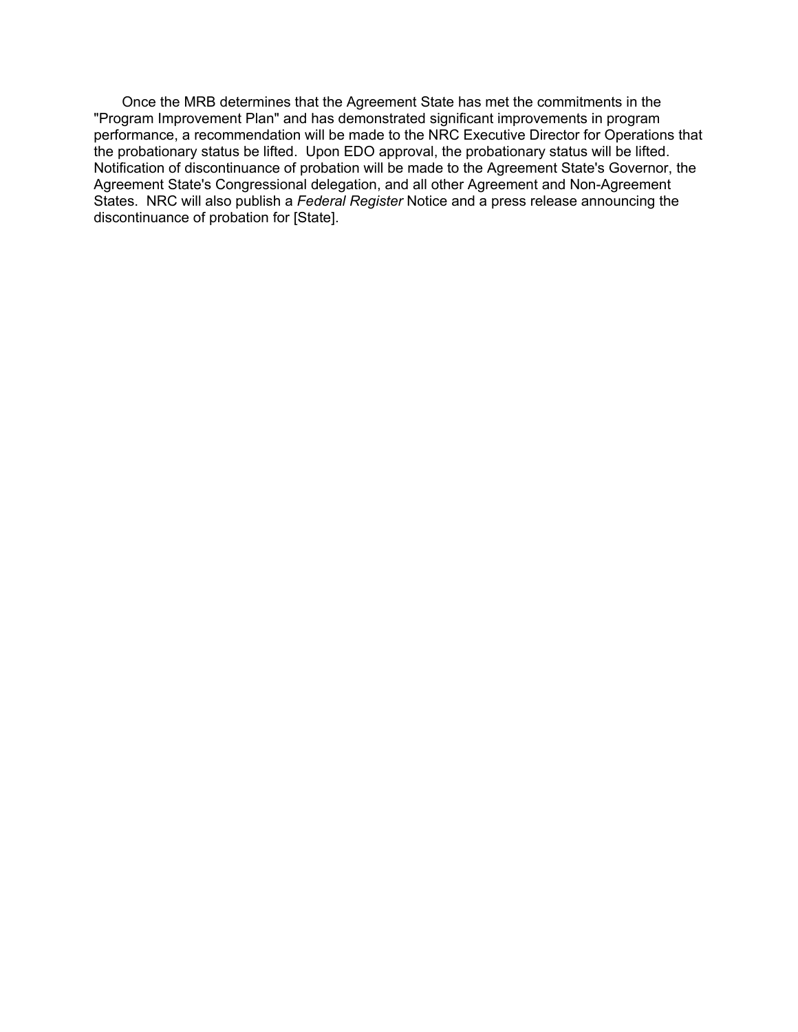Once the MRB determines that the Agreement State has met the commitments in the "Program Improvement Plan" and has demonstrated significant improvements in program performance, a recommendation will be made to the NRC Executive Director for Operations that the probationary status be lifted. Upon EDO approval, the probationary status will be lifted. Notification of discontinuance of probation will be made to the Agreement State's Governor, the Agreement State's Congressional delegation, and all other Agreement and Non-Agreement States. NRC will also publish a *Federal Register* Notice and a press release announcing the discontinuance of probation for [State].